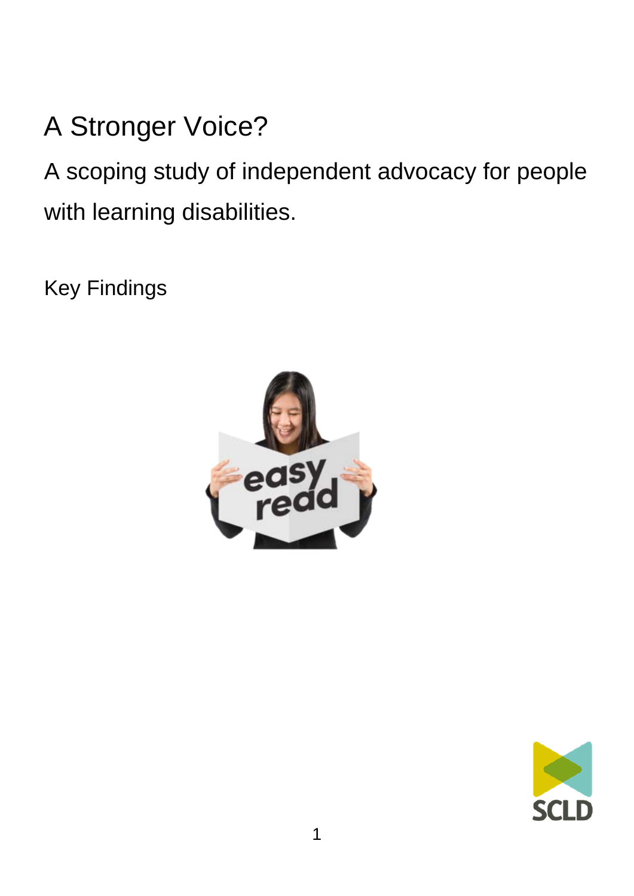# A Stronger Voice?

## A scoping study of independent advocacy for people with learning disabilities.

Key Findings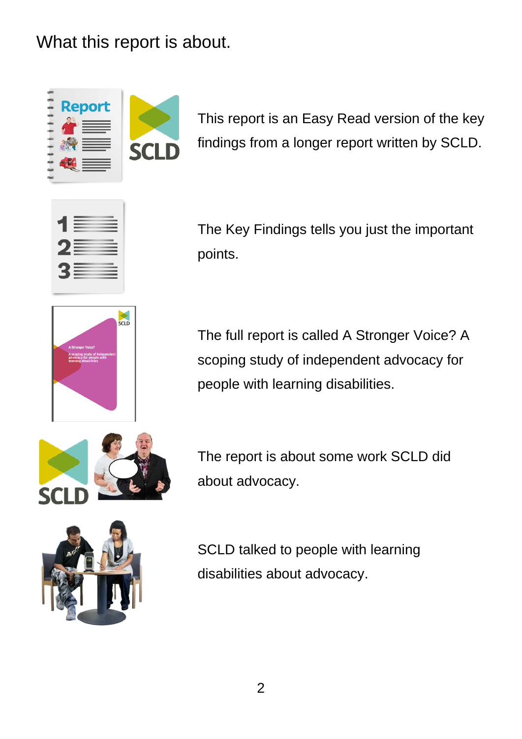# What this report is about.

This report is an Easy Read version of the key findings from a longer report written by SCLD.

The Key Findings tells you just the important points.

The full report is called A Stronger Voice? A scoping study of independent advocacy for people with learning disabilities.

The report is about some work SCLD did about advocacy.

SCLD talked to people with learning disabilities about advocacy.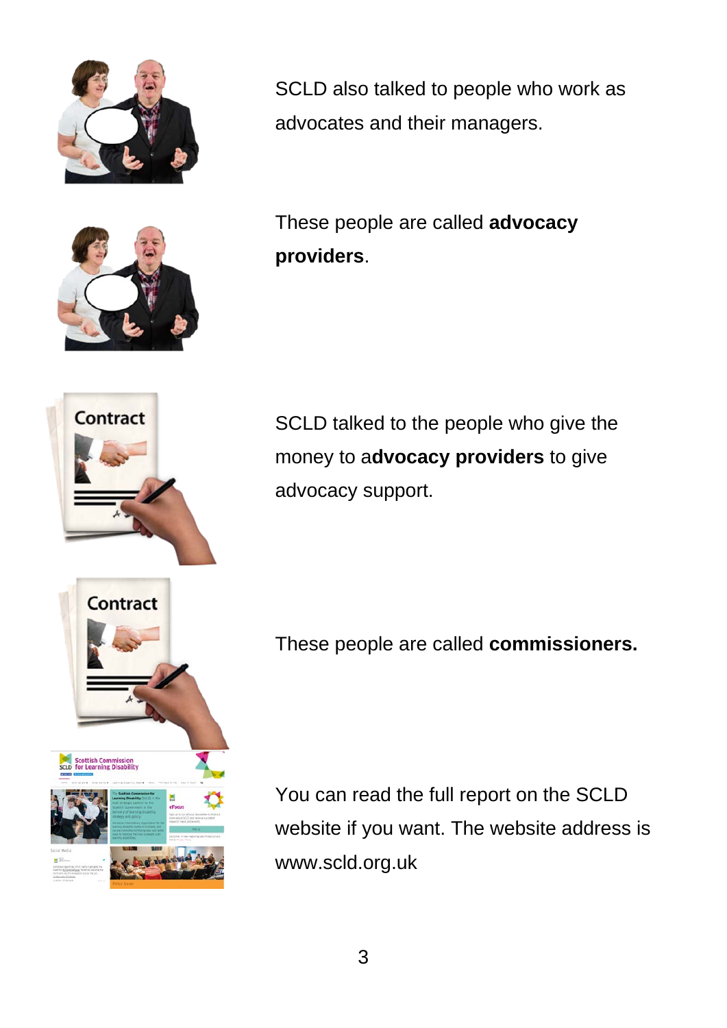SCLD also talked to people who work as advocates and their managers.

These people are called **advocacy providers**.

SCLD talked to the people who give the money to a**dvocacy providers** to give advocacy support.

These people are called **commissioners.**

You can read the full report on the SCLD website if you want. The website address is www.scld.org.uk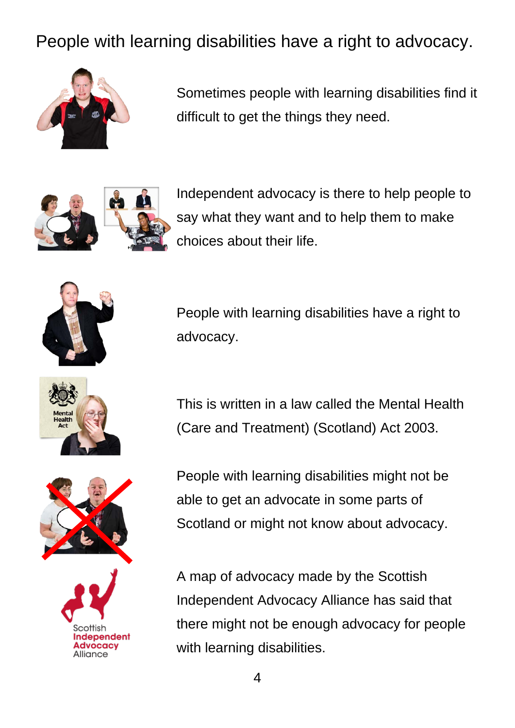# People with learning disabilities have a right to advocacy.

Sometimes people with learning disabilities find it difficult to get the things they need.

Independent advocacy is there to help people to say what they want and to help them to make choices about their life.

People with learning disabilities have a right to advocacy.

This is written in a law called the Mental Health (Care and Treatment) (Scotland) Act 2003.

People with learning disabilities might not be able to get an advocate in some parts of Scotland or might not know about advocacy.

A map of advocacy made by the Scottish Independent Advocacy Alliance has said that there might not be enough advocacy for people with learning disabilities.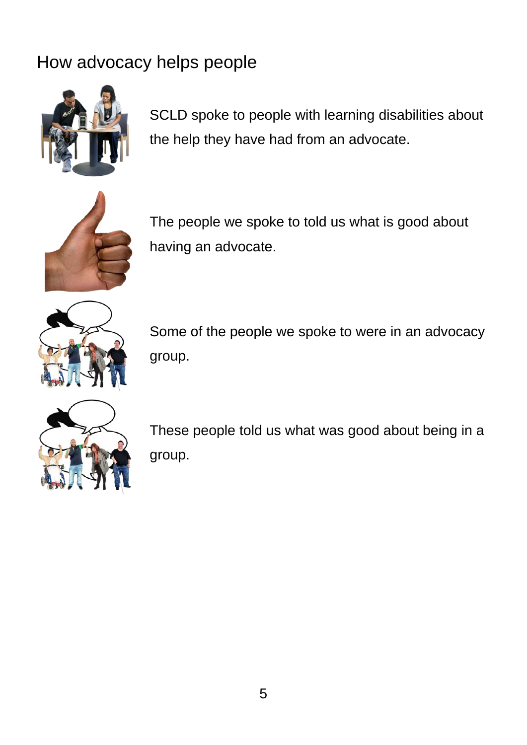## How advocacy helps people

SCLD spoke to people with learning disabilities about the help they have had from an advocate.

The people we spoke to told us what is good about having an advocate.

Some of the people we spoke to were in an advocacy group.

These people told us what was good about being in a group.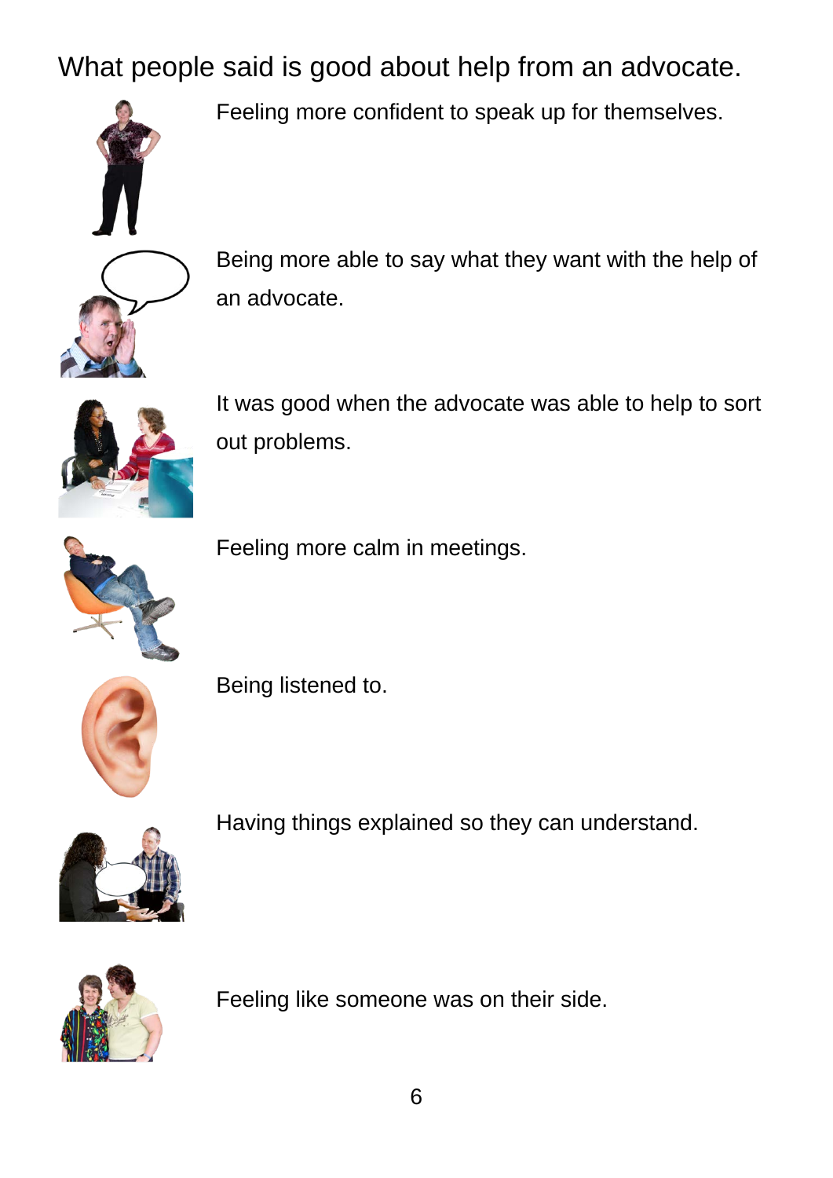What people said is good about help from an advocate.

Feeling more confident to speak up for themselves.

Being more able to say what they want with the help of an advocate.

It was good when the advocate was able to help to sort out problems.

Feeling more calm in meetings.

Being listened to.

Having things explained so they can understand.

Feeling like someone was on their side.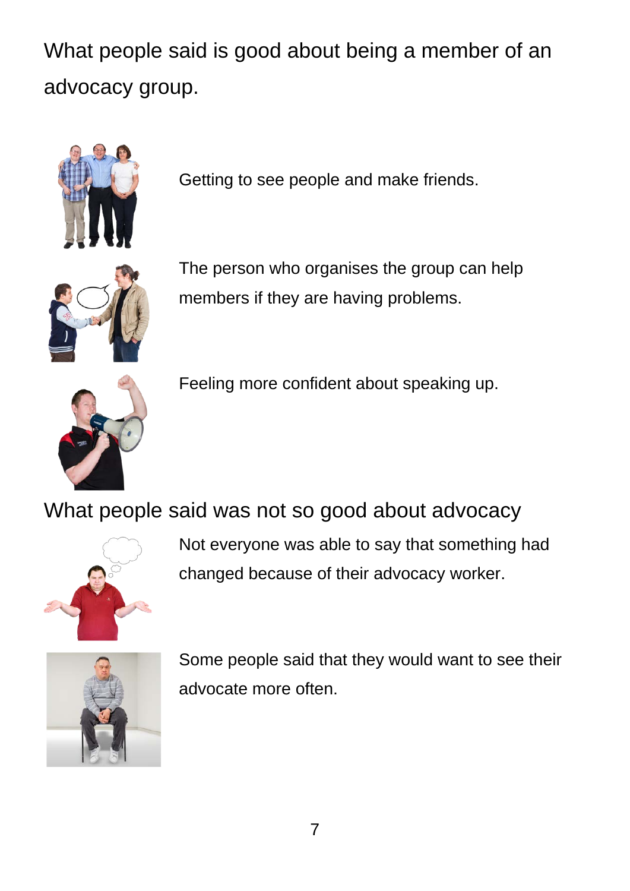## What people said is good about being a member of an advocacy group.

Getting to see people and make friends.

The person who organises the group can help members if they are having problems.

Feeling more confident about speaking up.

## What people said was not so good about advocacy

Not everyone was able to say that something had changed because of their advocacy worker.

Some people said that they would want to see their advocate more often.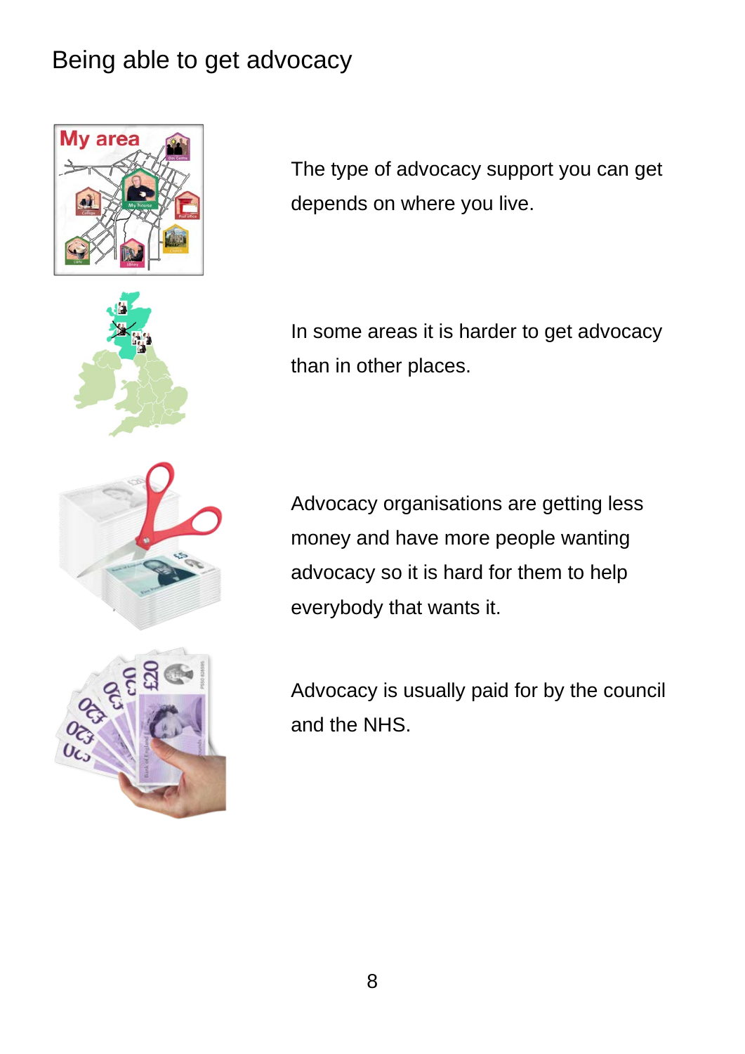# Being able to get advocacy

The type of advocacy support you can get depends on where you live.

In some areas it is harder to get advocacy than in other places.

Advocacy organisations are getting less money and have more people wanting advocacy so it is hard for them to help everybody that wants it.

Advocacy is usually paid for by the council and the NHS.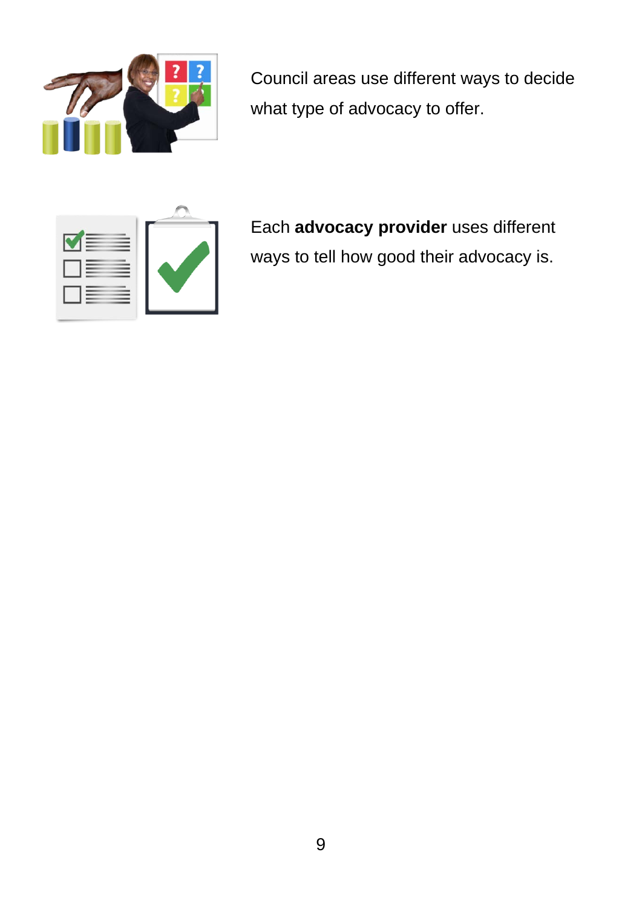Council areas use different ways to decide what type of advocacy to offer.

Each **advocacy provider** uses different ways to tell how good their advocacy is.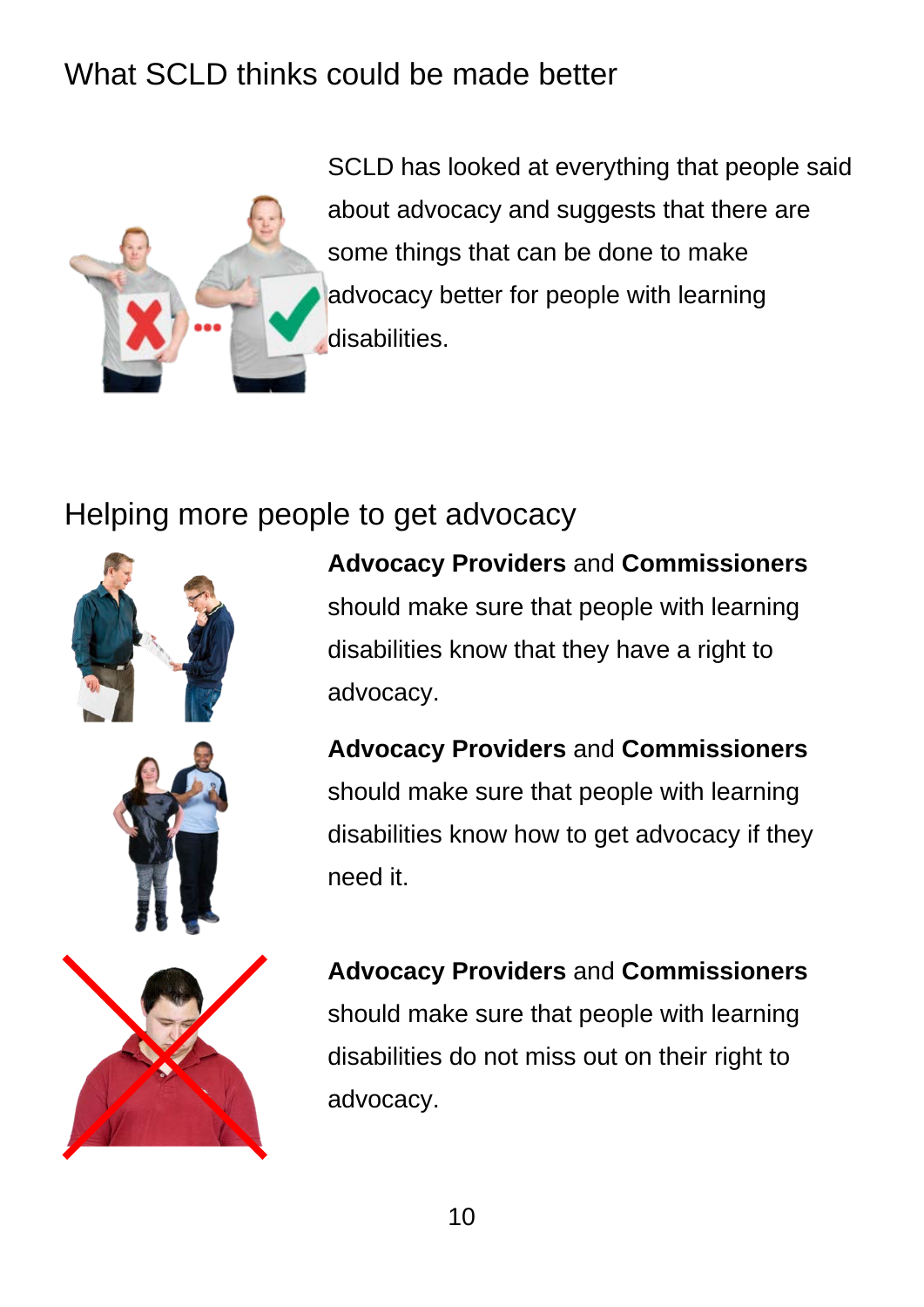## What SCLD thinks could be made better

SCLD has looked at everything that people said about advocacy and suggests that there are some things that can be done to make advocacy better for people with learning disabilities.

## Helping more people to get advocacy

**Advocacy Providers** and **Commissioners** should make sure that people with learning disabilities know that they have a right to advocacy.

**Advocacy Providers** and **Commissioners** should make sure that people with learning disabilities know how to get advocacy if they need it.

**Advocacy Providers** and **Commissioners** should make sure that people with learning disabilities do not miss out on their right to advocacy.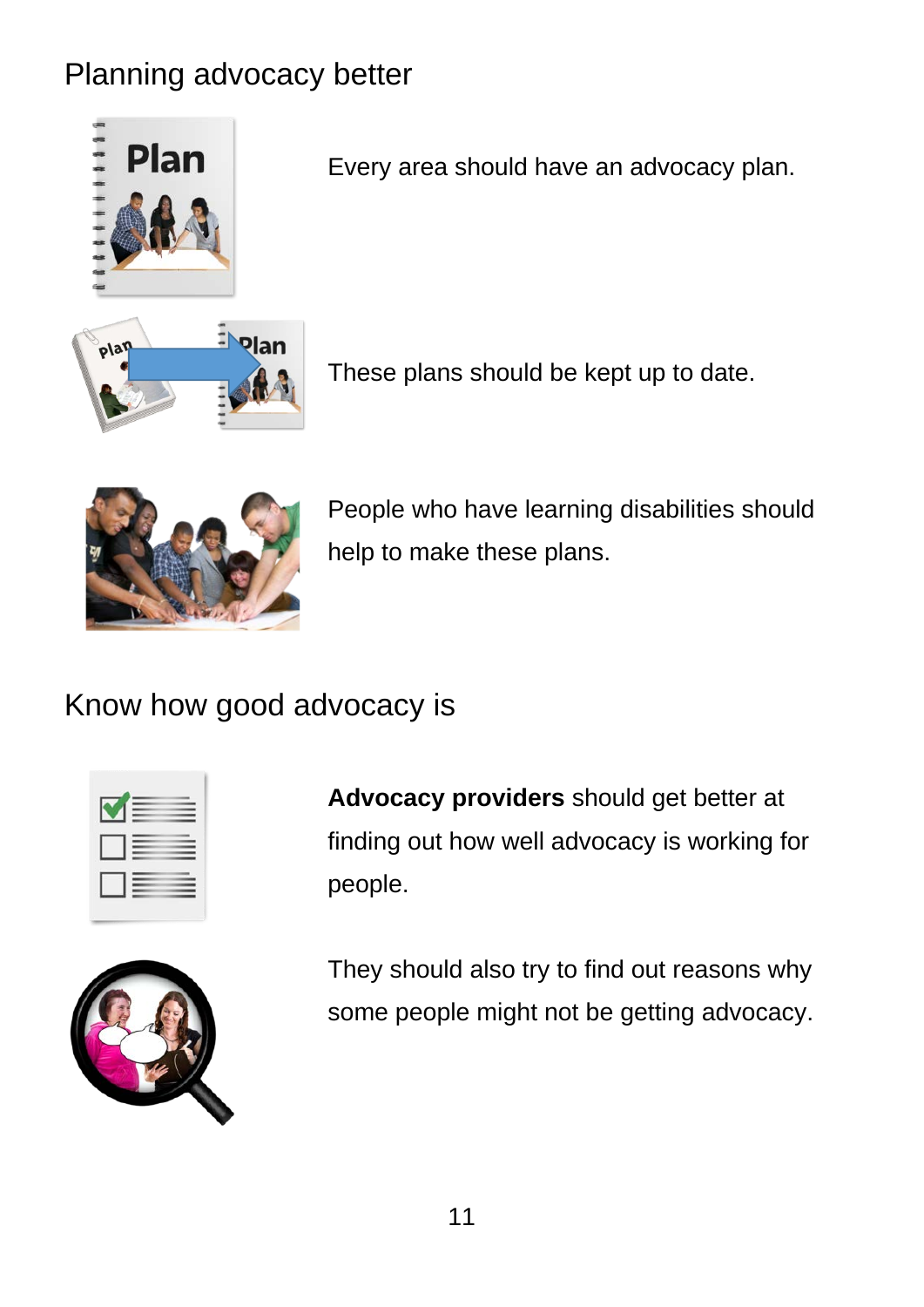## Planning advocacy better

Every area should have an advocacy plan.

These plans should be kept up to date.

People who have learning disabilities should help to make these plans.

## Know how good advocacy is

**Advocacy providers** should get better at finding out how well advocacy is working for people.

They should also try to find out reasons why some people might not be getting advocacy.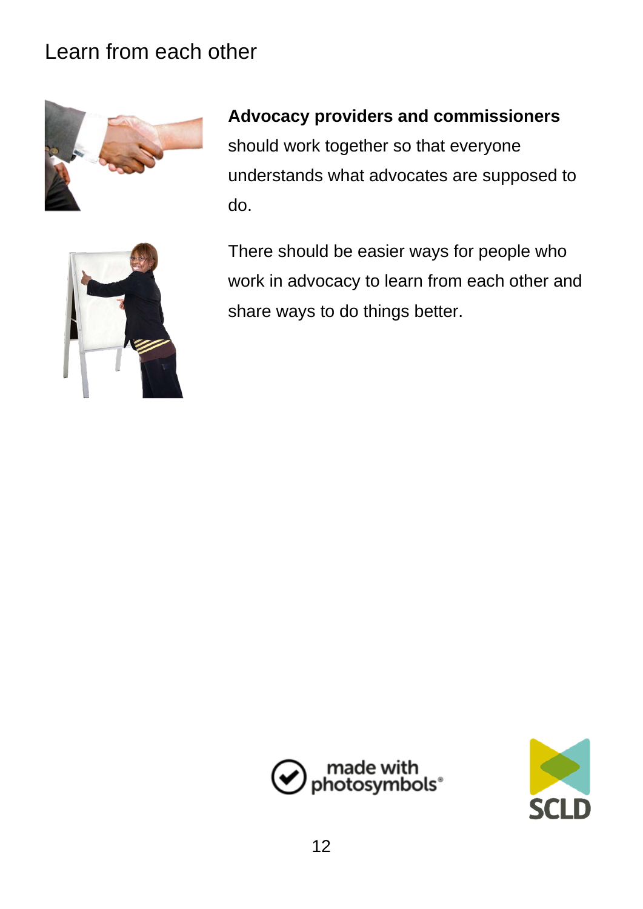## Learn from each other

**Advocacy providers and commissioners** should work together so that everyone understands what advocates are supposed to do.

There should be easier ways for people who work in advocacy to learn from each other and share ways to do things better.

made with photosymbols®

SCLD